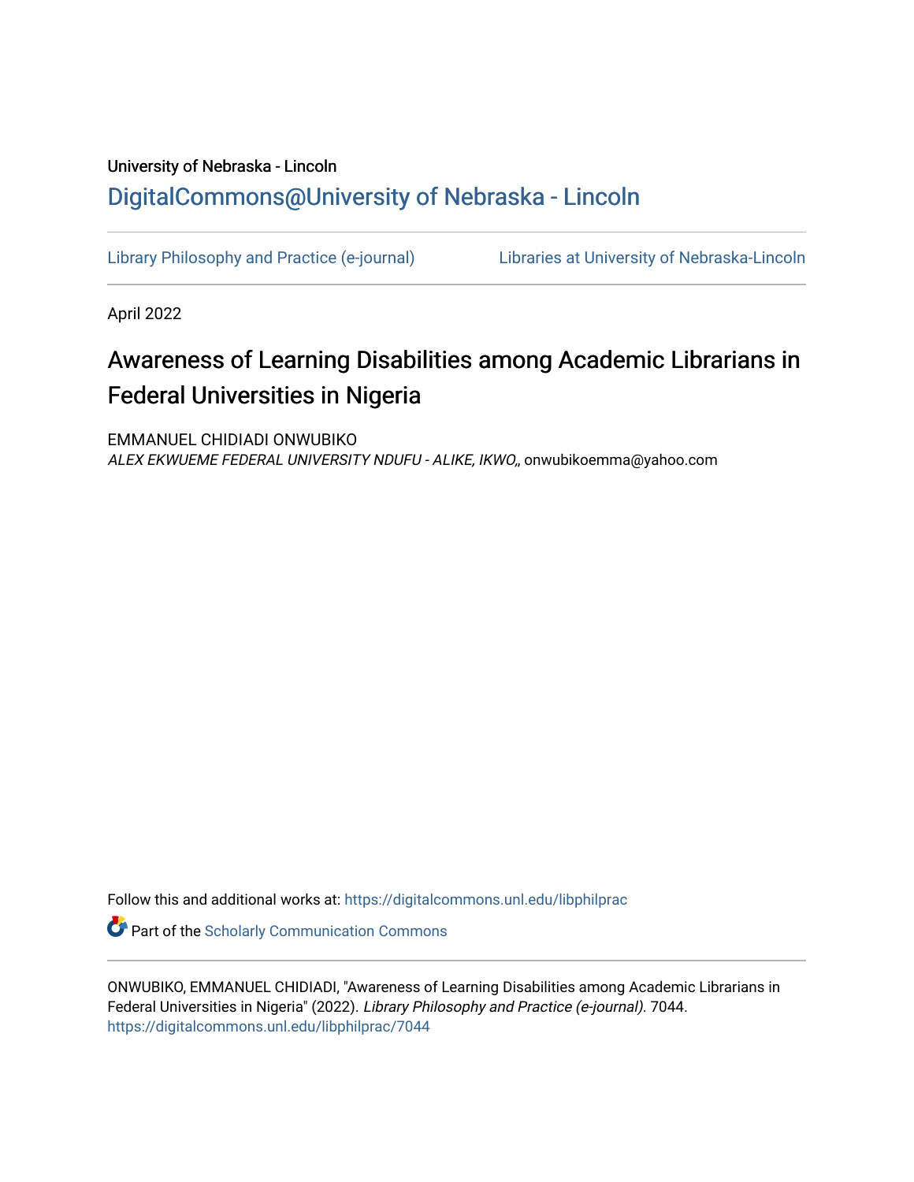University of Nebraska - Lincoln

DigitalCommons@University of Nebraska - Lincoln

Library Philosophy and Practice (e-journal)

Libraries at University of Nebraska-Lincoln

April 2022

# Awareness of Learning Disabilities among Academic Librarians in Federal Universities in Nigeria

EMMANUEL CHIDIADI ONWUBIKO
*ALEX EKWUEME FEDERAL UNIVERSITY NDUFU - ALIKE, IKWO,*, onwubikoemma@yahoo.com

Follow this and additional works at: https://digitalcommons.unl.edu/libphilprac

Part of the Scholarly Communication Commons

ONWUBIKO, EMMANUEL CHIDIADI, "Awareness of Learning Disabilities among Academic Librarians in Federal Universities in Nigeria" (2022). *Library Philosophy and Practice (e-journal)*. 7044.
https://digitalcommons.unl.edu/libphilprac/7044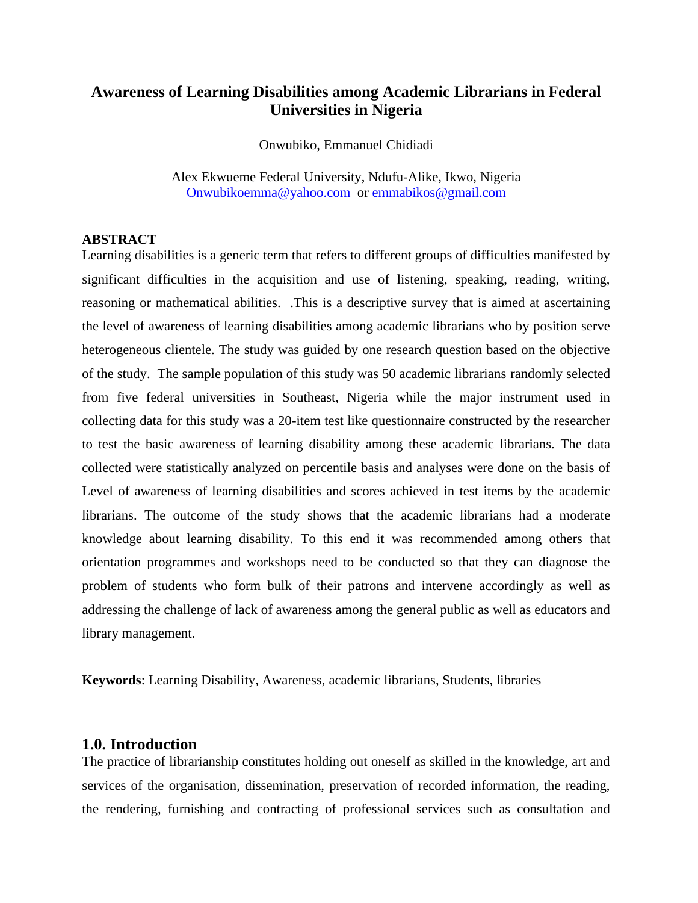# Awareness of Learning Disabilities among Academic Librarians in Federal Universities in Nigeria

Onwubiko, Emmanuel Chidiadi

Alex Ekwueme Federal University, Ndufu-Alike, Ikwo, Nigeria
Onwubikoemma@yahoo.com or emmabikos@gmail.com

**ABSTRACT**

Learning disabilities is a generic term that refers to different groups of difficulties manifested by significant difficulties in the acquisition and use of listening, speaking, reading, writing, reasoning or mathematical abilities. .This is a descriptive survey that is aimed at ascertaining the level of awareness of learning disabilities among academic librarians who by position serve heterogeneous clientele. The study was guided by one research question based on the objective of the study. The sample population of this study was 50 academic librarians randomly selected from five federal universities in Southeast, Nigeria while the major instrument used in collecting data for this study was a 20-item test like questionnaire constructed by the researcher to test the basic awareness of learning disability among these academic librarians. The data collected were statistically analyzed on percentile basis and analyses were done on the basis of Level of awareness of learning disabilities and scores achieved in test items by the academic librarians. The outcome of the study shows that the academic librarians had a moderate knowledge about learning disability. To this end it was recommended among others that orientation programmes and workshops need to be conducted so that they can diagnose the problem of students who form bulk of their patrons and intervene accordingly as well as addressing the challenge of lack of awareness among the general public as well as educators and library management.

**Keywords**: Learning Disability, Awareness, academic librarians, Students, libraries

## 1.0. Introduction

The practice of librarianship constitutes holding out oneself as skilled in the knowledge, art and services of the organisation, dissemination, preservation of recorded information, the reading, the rendering, furnishing and contracting of professional services such as consultation and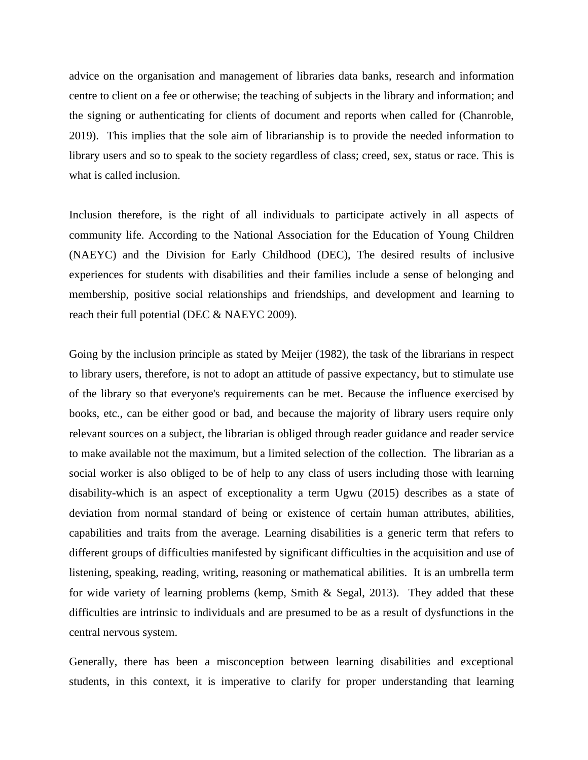advice on the organisation and management of libraries data banks, research and information centre to client on a fee or otherwise; the teaching of subjects in the library and information; and the signing or authenticating for clients of document and reports when called for (Chanroble, 2019). This implies that the sole aim of librarianship is to provide the needed information to library users and so to speak to the society regardless of class; creed, sex, status or race. This is what is called inclusion.

Inclusion therefore, is the right of all individuals to participate actively in all aspects of community life. According to the National Association for the Education of Young Children (NAEYC) and the Division for Early Childhood (DEC), The desired results of inclusive experiences for students with disabilities and their families include a sense of belonging and membership, positive social relationships and friendships, and development and learning to reach their full potential (DEC & NAEYC 2009).

Going by the inclusion principle as stated by Meijer (1982), the task of the librarians in respect to library users, therefore, is not to adopt an attitude of passive expectancy, but to stimulate use of the library so that everyone's requirements can be met. Because the influence exercised by books, etc., can be either good or bad, and because the majority of library users require only relevant sources on a subject, the librarian is obliged through reader guidance and reader service to make available not the maximum, but a limited selection of the collection. The librarian as a social worker is also obliged to be of help to any class of users including those with learning disability-which is an aspect of exceptionality a term Ugwu (2015) describes as a state of deviation from normal standard of being or existence of certain human attributes, abilities, capabilities and traits from the average. Learning disabilities is a generic term that refers to different groups of difficulties manifested by significant difficulties in the acquisition and use of listening, speaking, reading, writing, reasoning or mathematical abilities. It is an umbrella term for wide variety of learning problems (kemp, Smith & Segal, 2013). They added that these difficulties are intrinsic to individuals and are presumed to be as a result of dysfunctions in the central nervous system.

Generally, there has been a misconception between learning disabilities and exceptional students, in this context, it is imperative to clarify for proper understanding that learning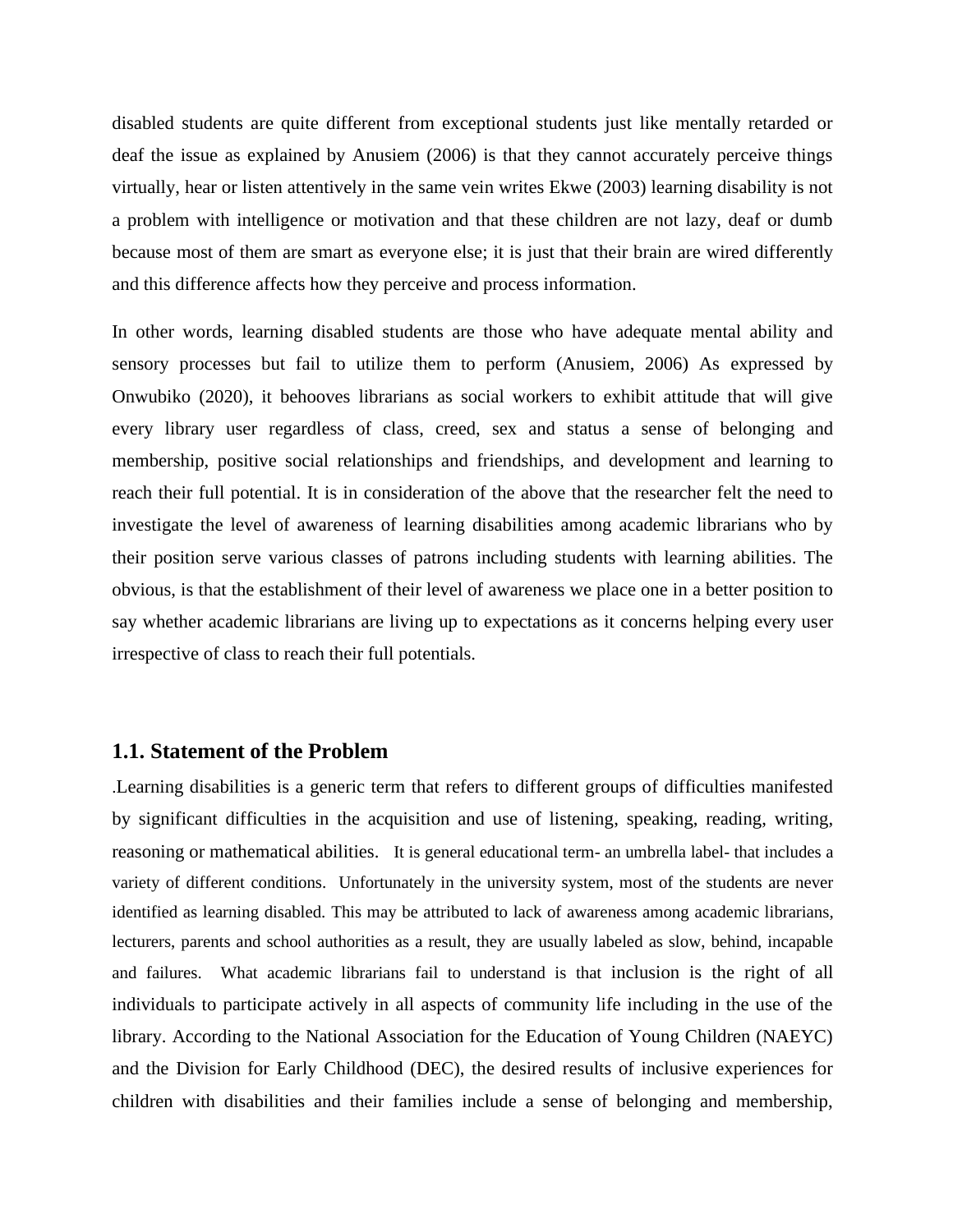disabled students are quite different from exceptional students just like mentally retarded or deaf the issue as explained by Anusiem (2006) is that they cannot accurately perceive things virtually, hear or listen attentively in the same vein writes Ekwe (2003) learning disability is not a problem with intelligence or motivation and that these children are not lazy, deaf or dumb because most of them are smart as everyone else; it is just that their brain are wired differently and this difference affects how they perceive and process information.

In other words, learning disabled students are those who have adequate mental ability and sensory processes but fail to utilize them to perform (Anusiem, 2006) As expressed by Onwubiko (2020), it behooves librarians as social workers to exhibit attitude that will give every library user regardless of class, creed, sex and status a sense of belonging and membership, positive social relationships and friendships, and development and learning to reach their full potential. It is in consideration of the above that the researcher felt the need to investigate the level of awareness of learning disabilities among academic librarians who by their position serve various classes of patrons including students with learning abilities. The obvious, is that the establishment of their level of awareness we place one in a better position to say whether academic librarians are living up to expectations as it concerns helping every user irrespective of class to reach their full potentials.

## 1.1. Statement of the Problem

.Learning disabilities is a generic term that refers to different groups of difficulties manifested by significant difficulties in the acquisition and use of listening, speaking, reading, writing, reasoning or mathematical abilities. It is general educational term- an umbrella label- that includes a variety of different conditions. Unfortunately in the university system, most of the students are never identified as learning disabled. This may be attributed to lack of awareness among academic librarians, lecturers, parents and school authorities as a result, they are usually labeled as slow, behind, incapable and failures. What academic librarians fail to understand is that inclusion is the right of all individuals to participate actively in all aspects of community life including in the use of the library. According to the National Association for the Education of Young Children (NAEYC) and the Division for Early Childhood (DEC), the desired results of inclusive experiences for children with disabilities and their families include a sense of belonging and membership,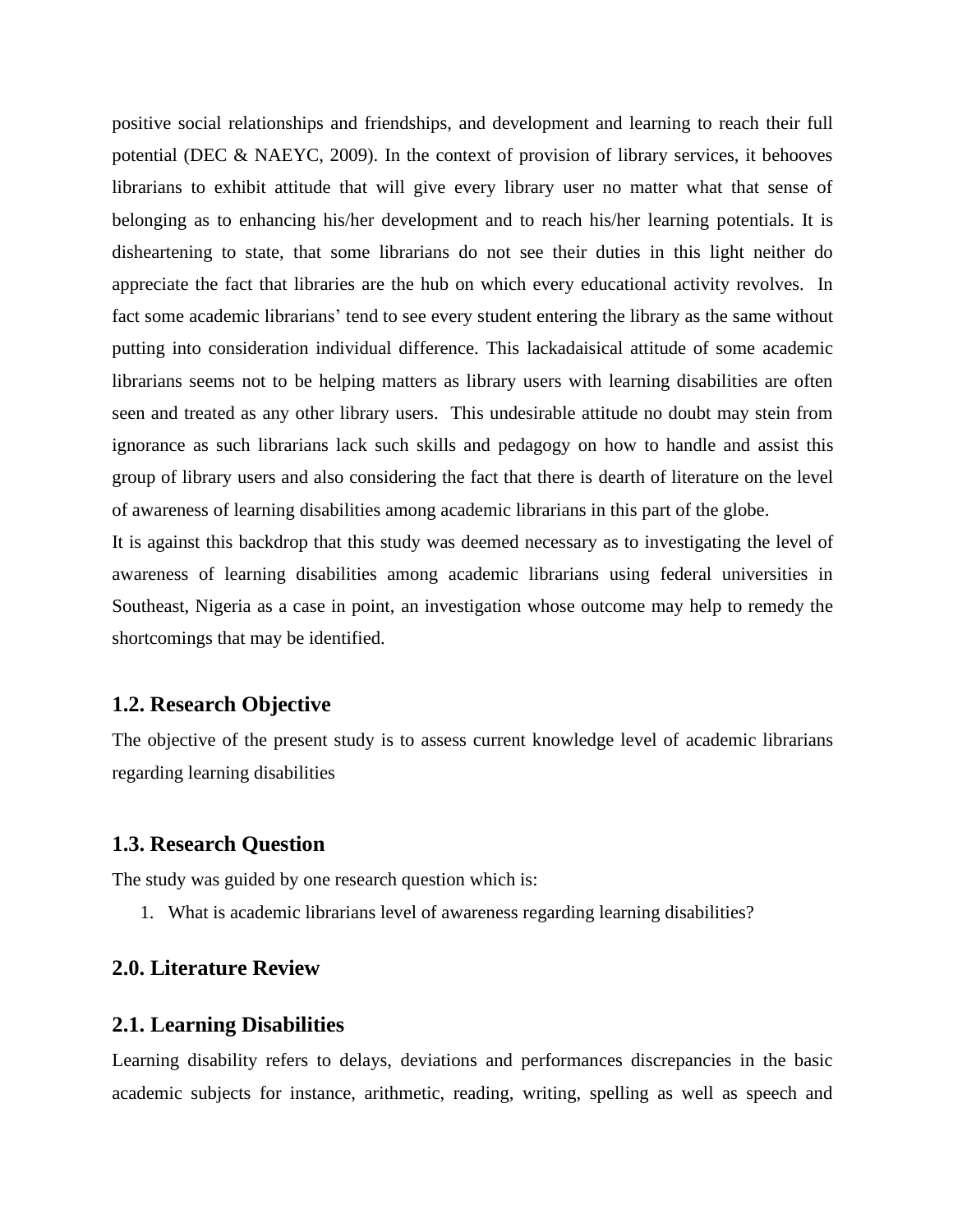positive social relationships and friendships, and development and learning to reach their full potential (DEC & NAEYC, 2009). In the context of provision of library services, it behooves librarians to exhibit attitude that will give every library user no matter what that sense of belonging as to enhancing his/her development and to reach his/her learning potentials. It is disheartening to state, that some librarians do not see their duties in this light neither do appreciate the fact that libraries are the hub on which every educational activity revolves. In fact some academic librarians' tend to see every student entering the library as the same without putting into consideration individual difference. This lackadaisical attitude of some academic librarians seems not to be helping matters as library users with learning disabilities are often seen and treated as any other library users. This undesirable attitude no doubt may stein from ignorance as such librarians lack such skills and pedagogy on how to handle and assist this group of library users and also considering the fact that there is dearth of literature on the level of awareness of learning disabilities among academic librarians in this part of the globe.

It is against this backdrop that this study was deemed necessary as to investigating the level of awareness of learning disabilities among academic librarians using federal universities in Southeast, Nigeria as a case in point, an investigation whose outcome may help to remedy the shortcomings that may be identified.

### 1.2. Research Objective

The objective of the present study is to assess current knowledge level of academic librarians regarding learning disabilities

### 1.3. Research Question

The study was guided by one research question which is:

1. What is academic librarians level of awareness regarding learning disabilities?

## 2.0. Literature Review

### 2.1. Learning Disabilities

Learning disability refers to delays, deviations and performances discrepancies in the basic academic subjects for instance, arithmetic, reading, writing, spelling as well as speech and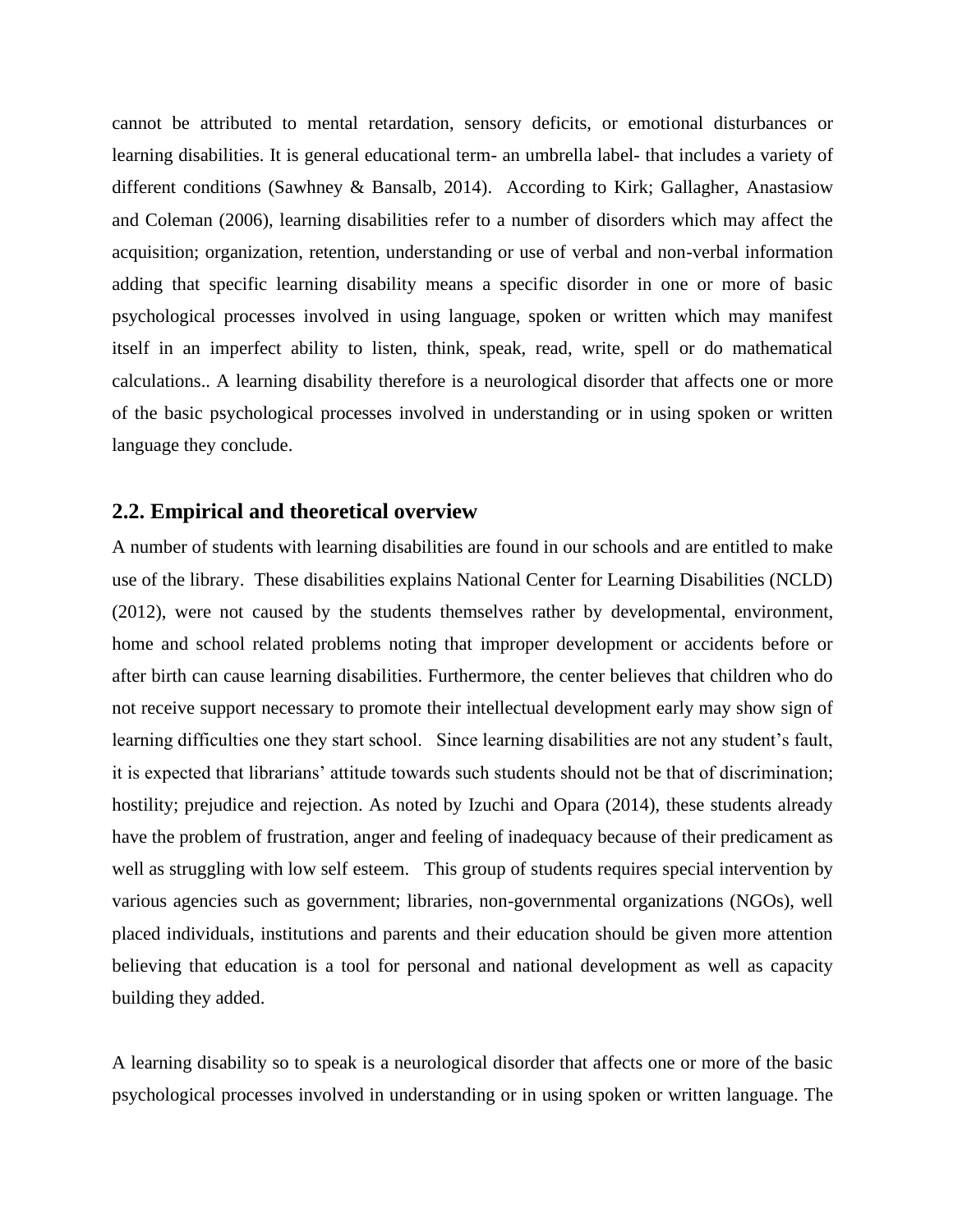cannot be attributed to mental retardation, sensory deficits, or emotional disturbances or learning disabilities. It is general educational term- an umbrella label- that includes a variety of different conditions (Sawhney & Bansalb, 2014). According to Kirk; Gallagher, Anastasiow and Coleman (2006), learning disabilities refer to a number of disorders which may affect the acquisition; organization, retention, understanding or use of verbal and non-verbal information adding that specific learning disability means a specific disorder in one or more of basic psychological processes involved in using language, spoken or written which may manifest itself in an imperfect ability to listen, think, speak, read, write, spell or do mathematical calculations.. A learning disability therefore is a neurological disorder that affects one or more of the basic psychological processes involved in understanding or in using spoken or written language they conclude.

## 2.2. Empirical and theoretical overview

A number of students with learning disabilities are found in our schools and are entitled to make use of the library. These disabilities explains National Center for Learning Disabilities (NCLD) (2012), were not caused by the students themselves rather by developmental, environment, home and school related problems noting that improper development or accidents before or after birth can cause learning disabilities. Furthermore, the center believes that children who do not receive support necessary to promote their intellectual development early may show sign of learning difficulties one they start school. Since learning disabilities are not any student's fault, it is expected that librarians' attitude towards such students should not be that of discrimination; hostility; prejudice and rejection. As noted by Izuchi and Opara (2014), these students already have the problem of frustration, anger and feeling of inadequacy because of their predicament as well as struggling with low self esteem. This group of students requires special intervention by various agencies such as government; libraries, non-governmental organizations (NGOs), well placed individuals, institutions and parents and their education should be given more attention believing that education is a tool for personal and national development as well as capacity building they added.

A learning disability so to speak is a neurological disorder that affects one or more of the basic psychological processes involved in understanding or in using spoken or written language. The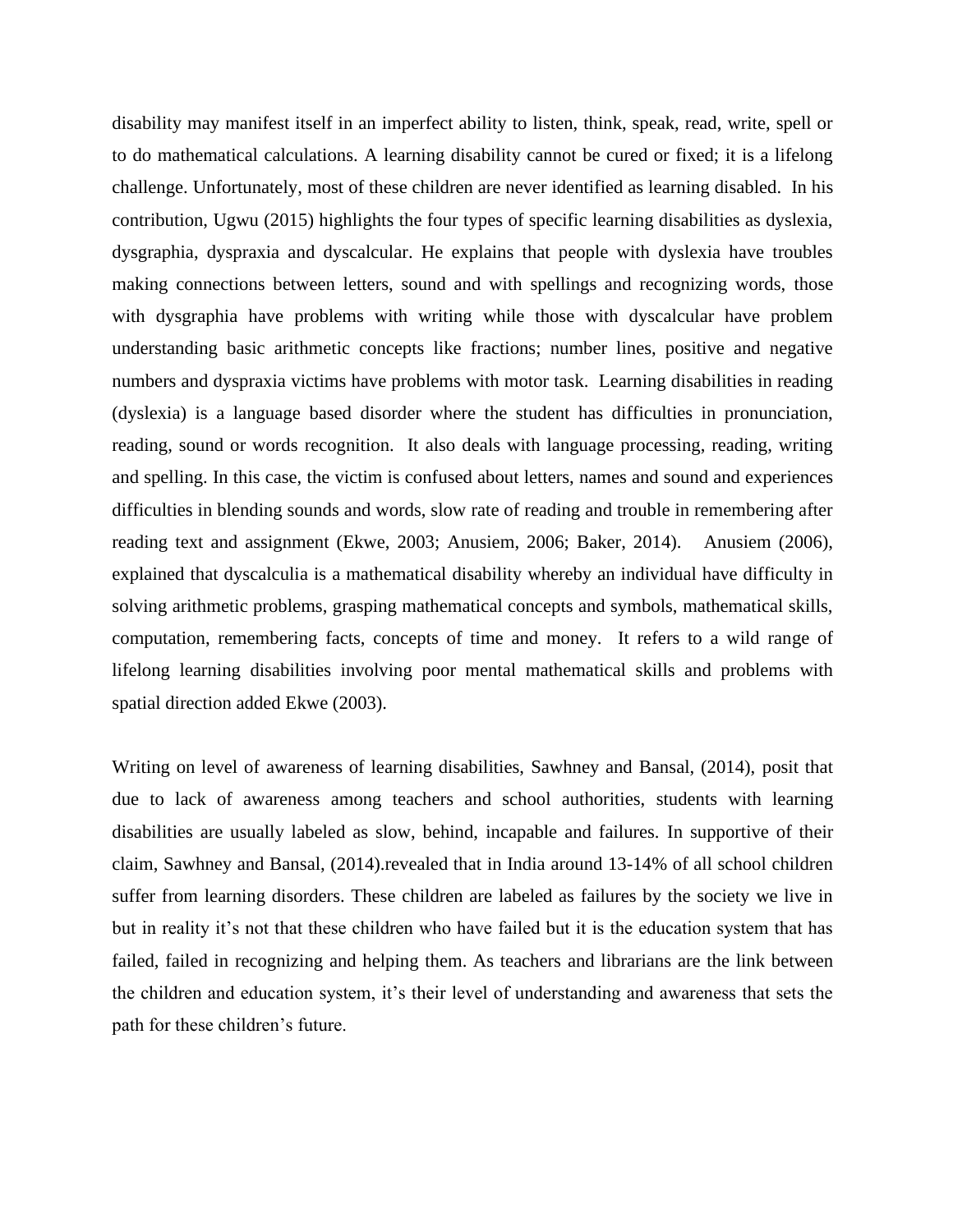disability may manifest itself in an imperfect ability to listen, think, speak, read, write, spell or to do mathematical calculations. A learning disability cannot be cured or fixed; it is a lifelong challenge. Unfortunately, most of these children are never identified as learning disabled. In his contribution, Ugwu (2015) highlights the four types of specific learning disabilities as dyslexia, dysgraphia, dyspraxia and dyscalcular. He explains that people with dyslexia have troubles making connections between letters, sound and with spellings and recognizing words, those with dysgraphia have problems with writing while those with dyscalcular have problem understanding basic arithmetic concepts like fractions; number lines, positive and negative numbers and dyspraxia victims have problems with motor task. Learning disabilities in reading (dyslexia) is a language based disorder where the student has difficulties in pronunciation, reading, sound or words recognition. It also deals with language processing, reading, writing and spelling. In this case, the victim is confused about letters, names and sound and experiences difficulties in blending sounds and words, slow rate of reading and trouble in remembering after reading text and assignment (Ekwe, 2003; Anusiem, 2006; Baker, 2014). Anusiem (2006), explained that dyscalculia is a mathematical disability whereby an individual have difficulty in solving arithmetic problems, grasping mathematical concepts and symbols, mathematical skills, computation, remembering facts, concepts of time and money. It refers to a wild range of lifelong learning disabilities involving poor mental mathematical skills and problems with spatial direction added Ekwe (2003).

Writing on level of awareness of learning disabilities, Sawhney and Bansal, (2014), posit that due to lack of awareness among teachers and school authorities, students with learning disabilities are usually labeled as slow, behind, incapable and failures. In supportive of their claim, Sawhney and Bansal, (2014).revealed that in India around 13-14% of all school children suffer from learning disorders. These children are labeled as failures by the society we live in but in reality it's not that these children who have failed but it is the education system that has failed, failed in recognizing and helping them. As teachers and librarians are the link between the children and education system, it's their level of understanding and awareness that sets the path for these children's future.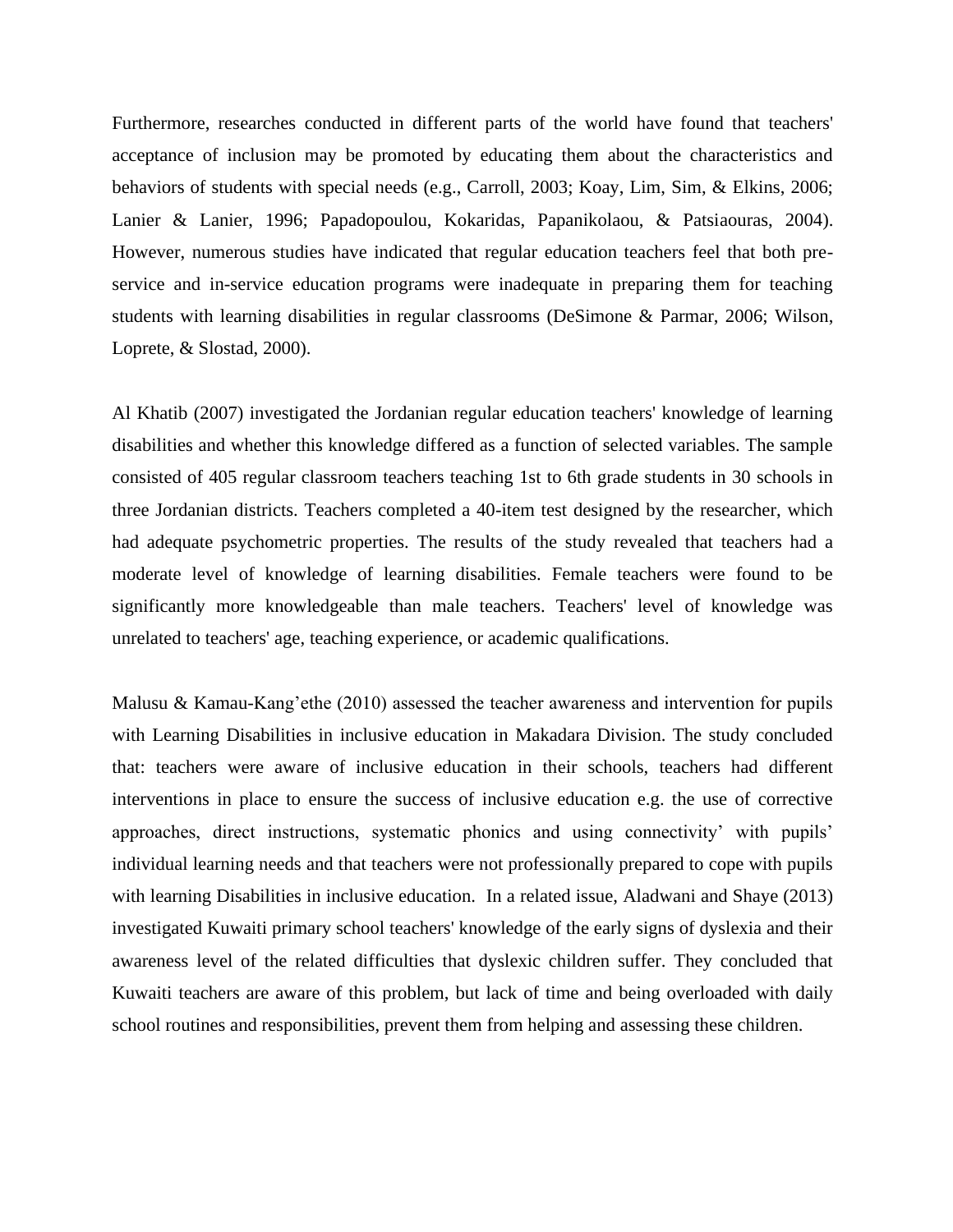Furthermore, researches conducted in different parts of the world have found that teachers' acceptance of inclusion may be promoted by educating them about the characteristics and behaviors of students with special needs (e.g., Carroll, 2003; Koay, Lim, Sim, & Elkins, 2006; Lanier & Lanier, 1996; Papadopoulou, Kokaridas, Papanikolaou, & Patsiaouras, 2004). However, numerous studies have indicated that regular education teachers feel that both pre-service and in-service education programs were inadequate in preparing them for teaching students with learning disabilities in regular classrooms (DeSimone & Parmar, 2006; Wilson, Loprete, & Slostad, 2000).

Al Khatib (2007) investigated the Jordanian regular education teachers' knowledge of learning disabilities and whether this knowledge differed as a function of selected variables. The sample consisted of 405 regular classroom teachers teaching 1st to 6th grade students in 30 schools in three Jordanian districts. Teachers completed a 40-item test designed by the researcher, which had adequate psychometric properties. The results of the study revealed that teachers had a moderate level of knowledge of learning disabilities. Female teachers were found to be significantly more knowledgeable than male teachers. Teachers' level of knowledge was unrelated to teachers' age, teaching experience, or academic qualifications.

Malusu & Kamau-Kang'ethe (2010) assessed the teacher awareness and intervention for pupils with Learning Disabilities in inclusive education in Makadara Division. The study concluded that: teachers were aware of inclusive education in their schools, teachers had different interventions in place to ensure the success of inclusive education e.g. the use of corrective approaches, direct instructions, systematic phonics and using connectivity' with pupils' individual learning needs and that teachers were not professionally prepared to cope with pupils with learning Disabilities in inclusive education. In a related issue, Aladwani and Shaye (2013) investigated Kuwaiti primary school teachers' knowledge of the early signs of dyslexia and their awareness level of the related difficulties that dyslexic children suffer. They concluded that Kuwaiti teachers are aware of this problem, but lack of time and being overloaded with daily school routines and responsibilities, prevent them from helping and assessing these children.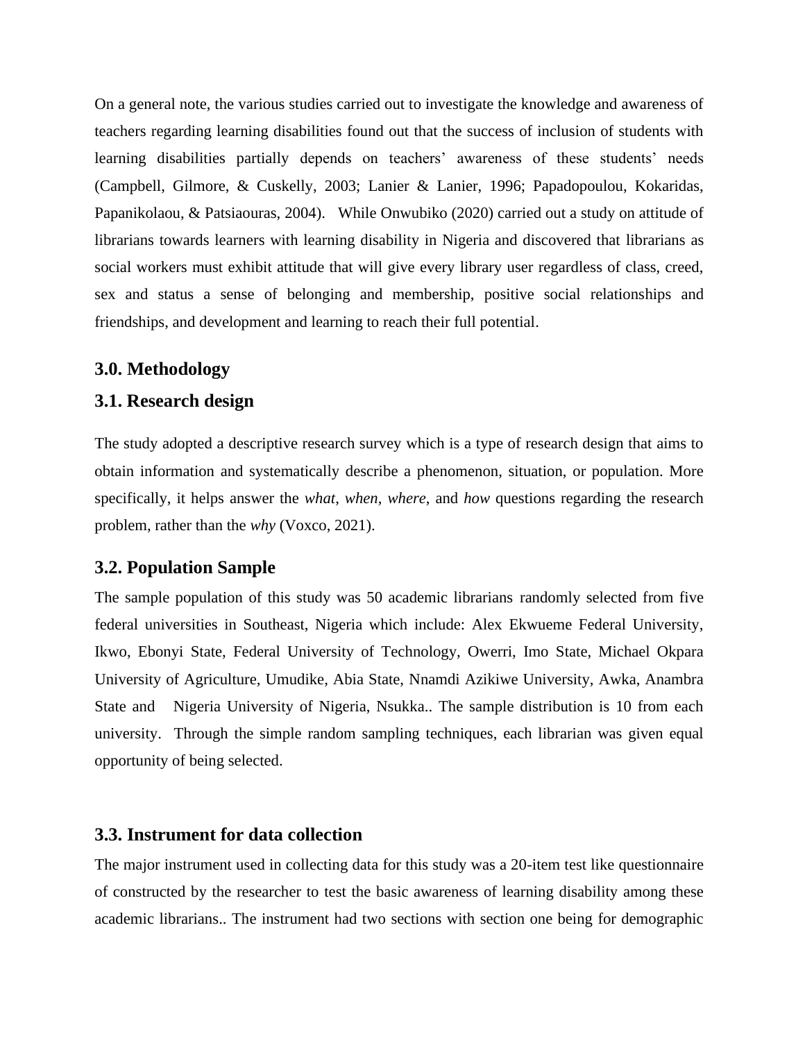On a general note, the various studies carried out to investigate the knowledge and awareness of teachers regarding learning disabilities found out that the success of inclusion of students with learning disabilities partially depends on teachers' awareness of these students' needs (Campbell, Gilmore, & Cuskelly, 2003; Lanier & Lanier, 1996; Papadopoulou, Kokaridas, Papanikolaou, & Patsiaouras, 2004). While Onwubiko (2020) carried out a study on attitude of librarians towards learners with learning disability in Nigeria and discovered that librarians as social workers must exhibit attitude that will give every library user regardless of class, creed, sex and status a sense of belonging and membership, positive social relationships and friendships, and development and learning to reach their full potential.

## 3.0. Methodology

### 3.1. Research design

The study adopted a descriptive research survey which is a type of research design that aims to obtain information and systematically describe a phenomenon, situation, or population. More specifically, it helps answer the *what*, *when*, *where*, and *how* questions regarding the research problem, rather than the *why* (Voxco, 2021).

### 3.2. Population Sample

The sample population of this study was 50 academic librarians randomly selected from five federal universities in Southeast, Nigeria which include: Alex Ekwueme Federal University, Ikwo, Ebonyi State, Federal University of Technology, Owerri, Imo State, Michael Okpara University of Agriculture, Umudike, Abia State, Nnamdi Azikiwe University, Awka, Anambra State and Nigeria University of Nigeria, Nsukka.. The sample distribution is 10 from each university. Through the simple random sampling techniques, each librarian was given equal opportunity of being selected.

### 3.3. Instrument for data collection

The major instrument used in collecting data for this study was a 20-item test like questionnaire of constructed by the researcher to test the basic awareness of learning disability among these academic librarians.. The instrument had two sections with section one being for demographic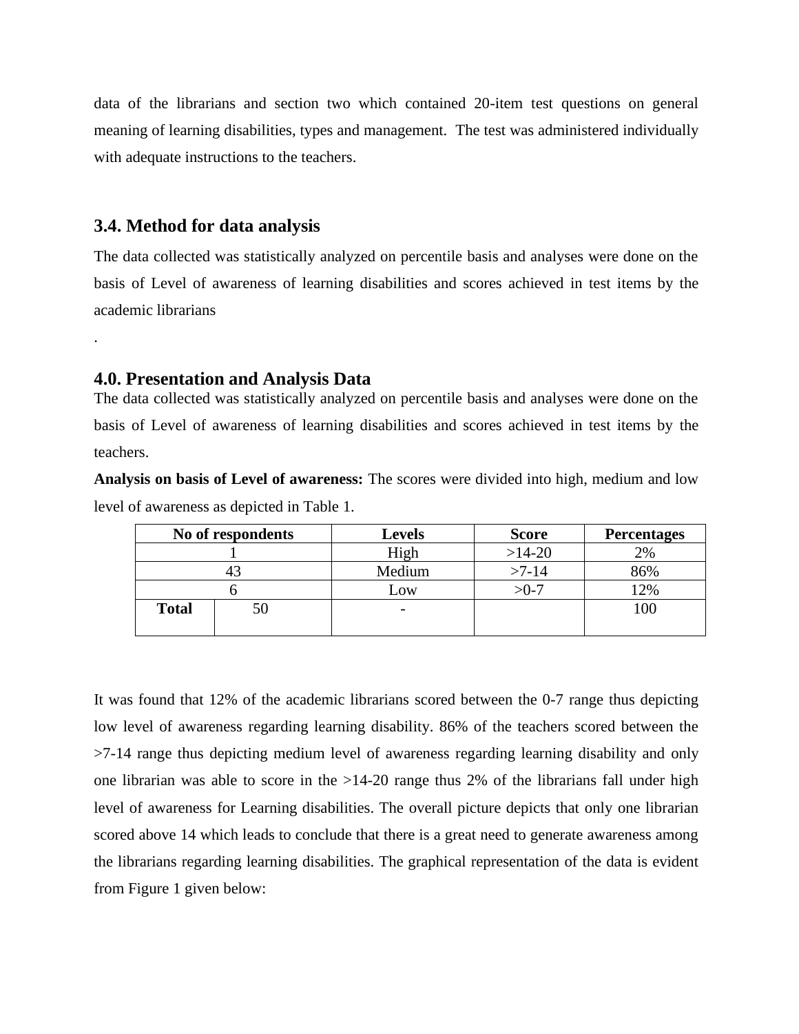data of the librarians and section two which contained 20-item test questions on general meaning of learning disabilities, types and management. The test was administered individually with adequate instructions to the teachers.

### 3.4. Method for data analysis

The data collected was statistically analyzed on percentile basis and analyses were done on the basis of Level of awareness of learning disabilities and scores achieved in test items by the academic librarians

.

## 4.0. Presentation and Analysis Data

The data collected was statistically analyzed on percentile basis and analyses were done on the basis of Level of awareness of learning disabilities and scores achieved in test items by the teachers.

**Analysis on basis of Level of awareness:** The scores were divided into high, medium and low level of awareness as depicted in Table 1.

| No of respondents | | Levels | Score | Percentages |
|---|---|---|---|---|
| 1 | | High | >14-20 | 2% |
| 43 | | Medium | >7-14 | 86% |
| 6 | | Low | >0-7 | 12% |
| **Total** | 50 | - | | 100 |

It was found that 12% of the academic librarians scored between the 0-7 range thus depicting low level of awareness regarding learning disability. 86% of the teachers scored between the >7-14 range thus depicting medium level of awareness regarding learning disability and only one librarian was able to score in the >14-20 range thus 2% of the librarians fall under high level of awareness for Learning disabilities. The overall picture depicts that only one librarian scored above 14 which leads to conclude that there is a great need to generate awareness among the librarians regarding learning disabilities. The graphical representation of the data is evident from Figure 1 given below: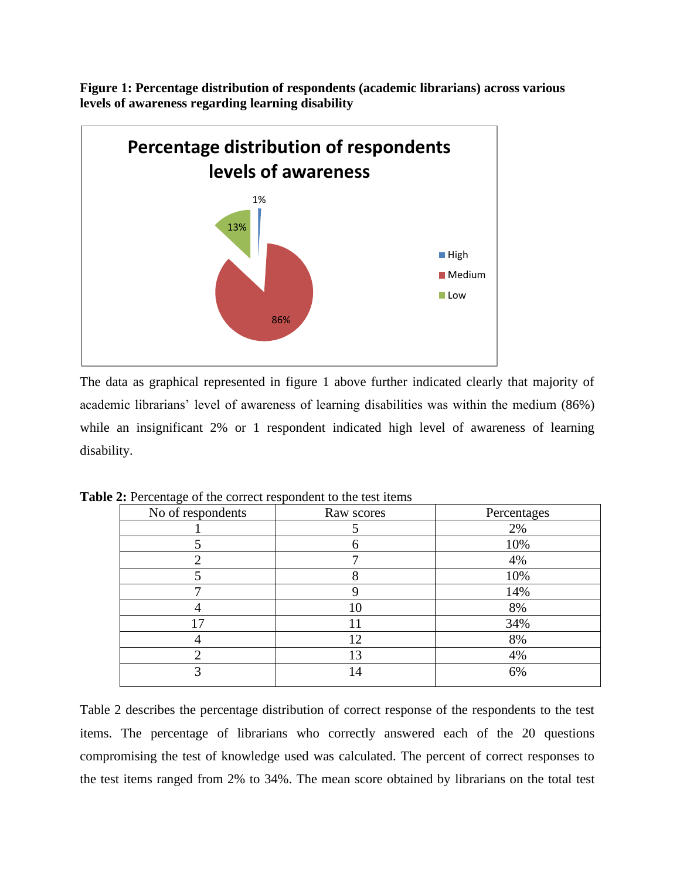**Figure 1: Percentage distribution of respondents (academic librarians) across various levels of awareness regarding learning disability**

The data as graphical represented in figure 1 above further indicated clearly that majority of academic librarians' level of awareness of learning disabilities was within the medium (86%) while an insignificant 2% or 1 respondent indicated high level of awareness of learning disability.

**Table 2:** Percentage of the correct respondent to the test items

| No of respondents | Raw scores | Percentages |
|---|---|---|
| 1 | 5 | 2% |
| 5 | 6 | 10% |
| 2 | 7 | 4% |
| 5 | 8 | 10% |
| 7 | 9 | 14% |
| 4 | 10 | 8% |
| 17 | 11 | 34% |
| 4 | 12 | 8% |
| 2 | 13 | 4% |
| 3 | 14 | 6% |

Table 2 describes the percentage distribution of correct response of the respondents to the test items. The percentage of librarians who correctly answered each of the 20 questions compromising the test of knowledge used was calculated. The percent of correct responses to the test items ranged from 2% to 34%. The mean score obtained by librarians on the total test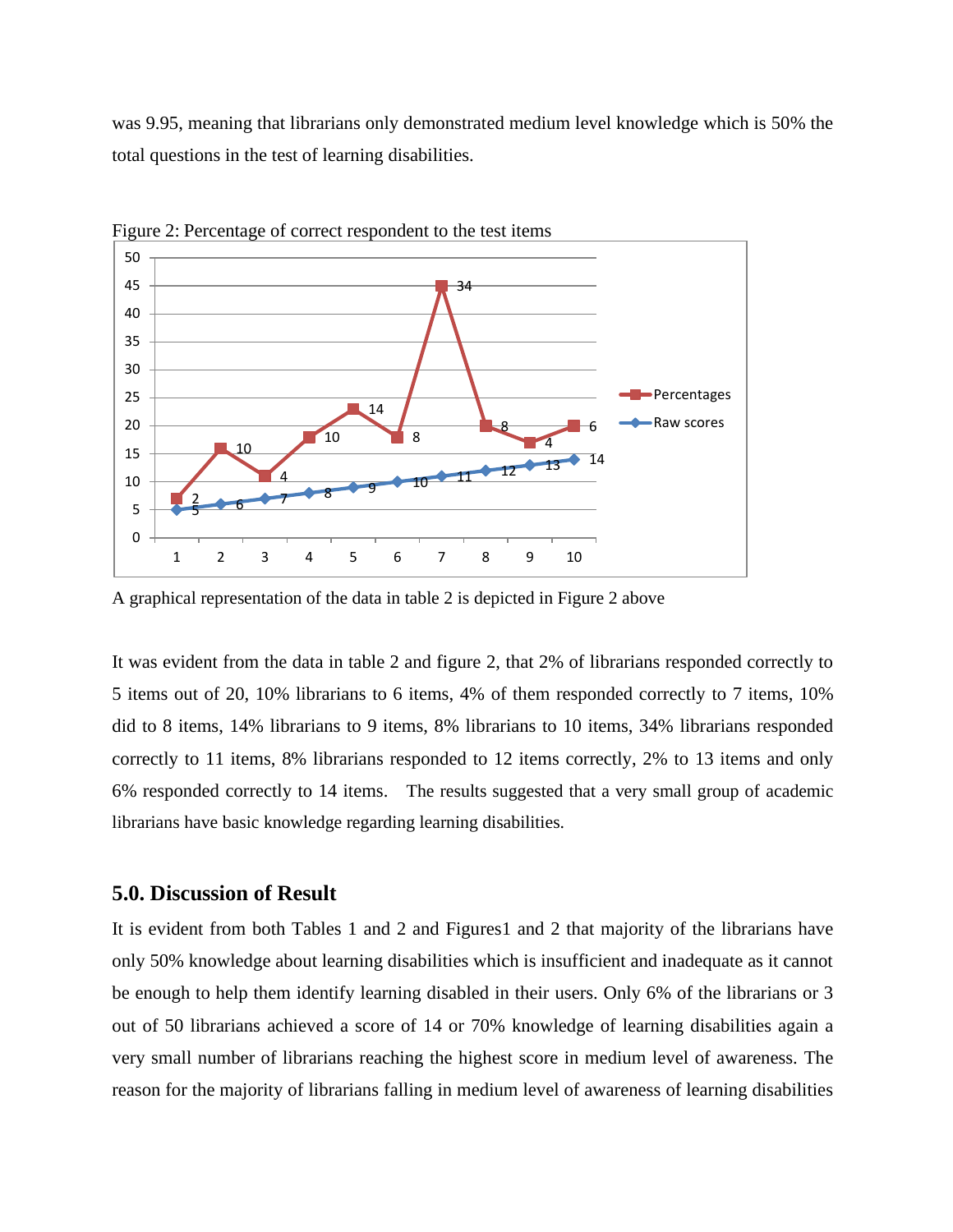was 9.95, meaning that librarians only demonstrated medium level knowledge which is 50% the total questions in the test of learning disabilities.

Figure 2: Percentage of correct respondent to the test items

A graphical representation of the data in table 2 is depicted in Figure 2 above

It was evident from the data in table 2 and figure 2, that 2% of librarians responded correctly to 5 items out of 20, 10% librarians to 6 items, 4% of them responded correctly to 7 items, 10% did to 8 items, 14% librarians to 9 items, 8% librarians to 10 items, 34% librarians responded correctly to 11 items, 8% librarians responded to 12 items correctly, 2% to 13 items and only 6% responded correctly to 14 items. The results suggested that a very small group of academic librarians have basic knowledge regarding learning disabilities.

## 5.0. Discussion of Result

It is evident from both Tables 1 and 2 and Figures1 and 2 that majority of the librarians have only 50% knowledge about learning disabilities which is insufficient and inadequate as it cannot be enough to help them identify learning disabled in their users. Only 6% of the librarians or 3 out of 50 librarians achieved a score of 14 or 70% knowledge of learning disabilities again a very small number of librarians reaching the highest score in medium level of awareness. The reason for the majority of librarians falling in medium level of awareness of learning disabilities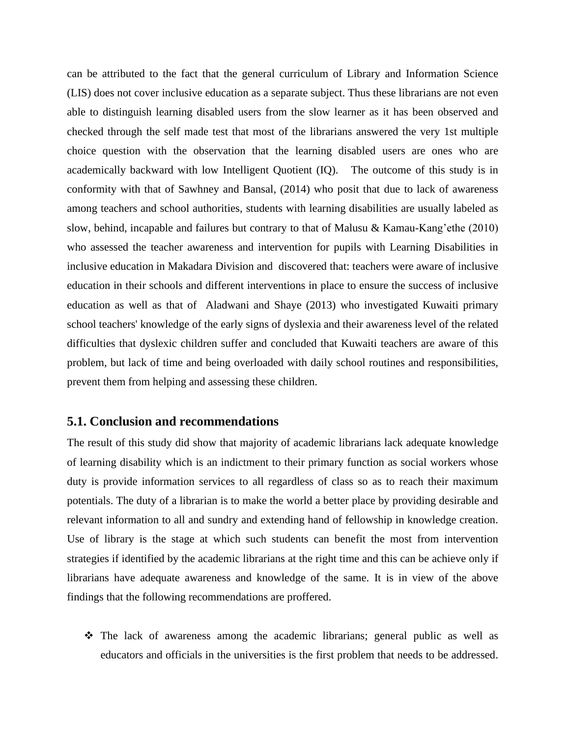can be attributed to the fact that the general curriculum of Library and Information Science (LIS) does not cover inclusive education as a separate subject. Thus these librarians are not even able to distinguish learning disabled users from the slow learner as it has been observed and checked through the self made test that most of the librarians answered the very 1st multiple choice question with the observation that the learning disabled users are ones who are academically backward with low Intelligent Quotient (IQ). The outcome of this study is in conformity with that of Sawhney and Bansal, (2014) who posit that due to lack of awareness among teachers and school authorities, students with learning disabilities are usually labeled as slow, behind, incapable and failures but contrary to that of Malusu & Kamau-Kang'ethe (2010) who assessed the teacher awareness and intervention for pupils with Learning Disabilities in inclusive education in Makadara Division and discovered that: teachers were aware of inclusive education in their schools and different interventions in place to ensure the success of inclusive education as well as that of Aladwani and Shaye (2013) who investigated Kuwaiti primary school teachers' knowledge of the early signs of dyslexia and their awareness level of the related difficulties that dyslexic children suffer and concluded that Kuwaiti teachers are aware of this problem, but lack of time and being overloaded with daily school routines and responsibilities, prevent them from helping and assessing these children.

## 5.1. Conclusion and recommendations

The result of this study did show that majority of academic librarians lack adequate knowledge of learning disability which is an indictment to their primary function as social workers whose duty is provide information services to all regardless of class so as to reach their maximum potentials. The duty of a librarian is to make the world a better place by providing desirable and relevant information to all and sundry and extending hand of fellowship in knowledge creation. Use of library is the stage at which such students can benefit the most from intervention strategies if identified by the academic librarians at the right time and this can be achieve only if librarians have adequate awareness and knowledge of the same. It is in view of the above findings that the following recommendations are proffered.

- The lack of awareness among the academic librarians; general public as well as educators and officials in the universities is the first problem that needs to be addressed.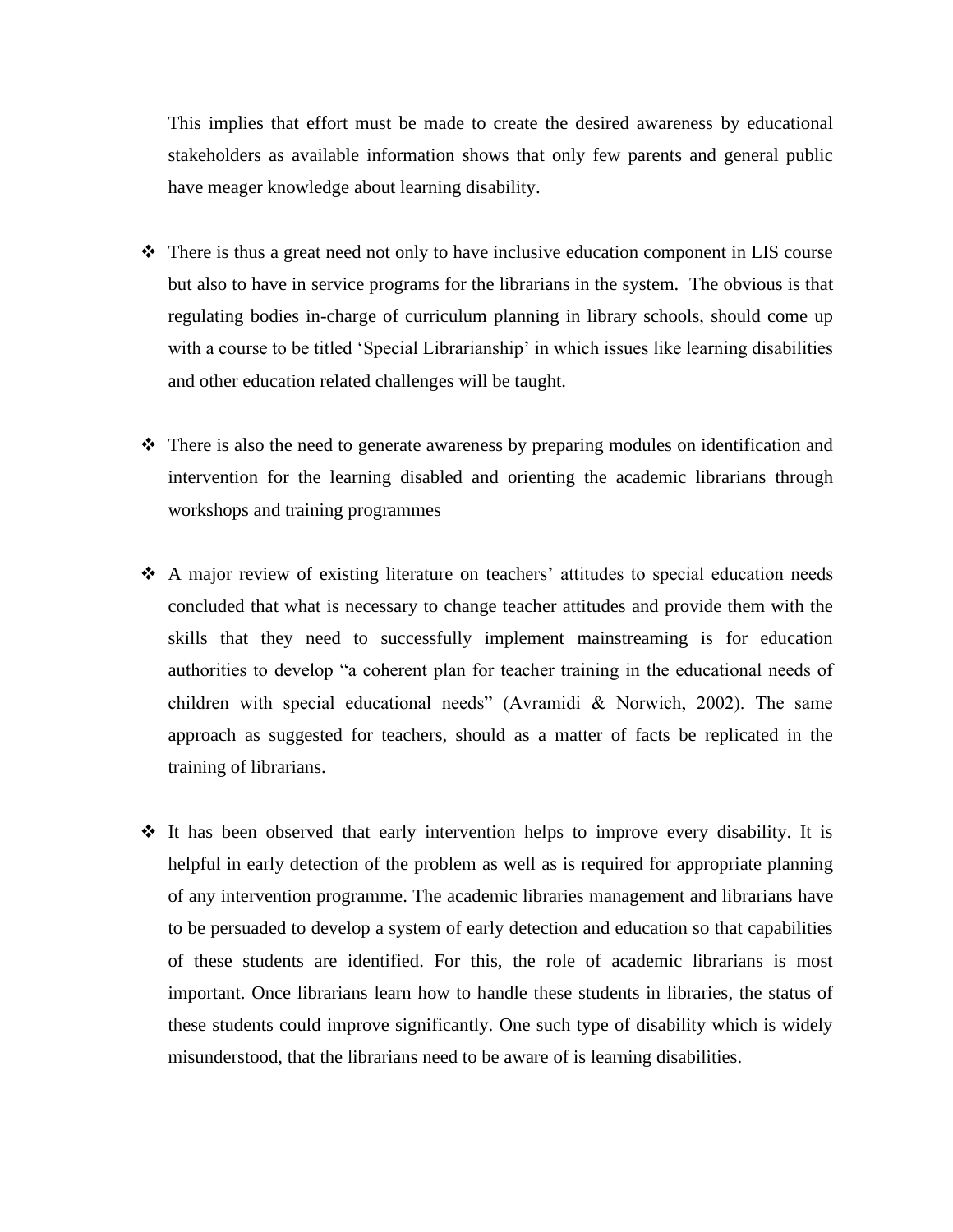This implies that effort must be made to create the desired awareness by educational stakeholders as available information shows that only few parents and general public have meager knowledge about learning disability.

- There is thus a great need not only to have inclusive education component in LIS course but also to have in service programs for the librarians in the system. The obvious is that regulating bodies in-charge of curriculum planning in library schools, should come up with a course to be titled 'Special Librarianship' in which issues like learning disabilities and other education related challenges will be taught.

- There is also the need to generate awareness by preparing modules on identification and intervention for the learning disabled and orienting the academic librarians through workshops and training programmes

- A major review of existing literature on teachers' attitudes to special education needs concluded that what is necessary to change teacher attitudes and provide them with the skills that they need to successfully implement mainstreaming is for education authorities to develop "a coherent plan for teacher training in the educational needs of children with special educational needs" (Avramidi & Norwich, 2002). The same approach as suggested for teachers, should as a matter of facts be replicated in the training of librarians.

- It has been observed that early intervention helps to improve every disability. It is helpful in early detection of the problem as well as is required for appropriate planning of any intervention programme. The academic libraries management and librarians have to be persuaded to develop a system of early detection and education so that capabilities of these students are identified. For this, the role of academic librarians is most important. Once librarians learn how to handle these students in libraries, the status of these students could improve significantly. One such type of disability which is widely misunderstood, that the librarians need to be aware of is learning disabilities.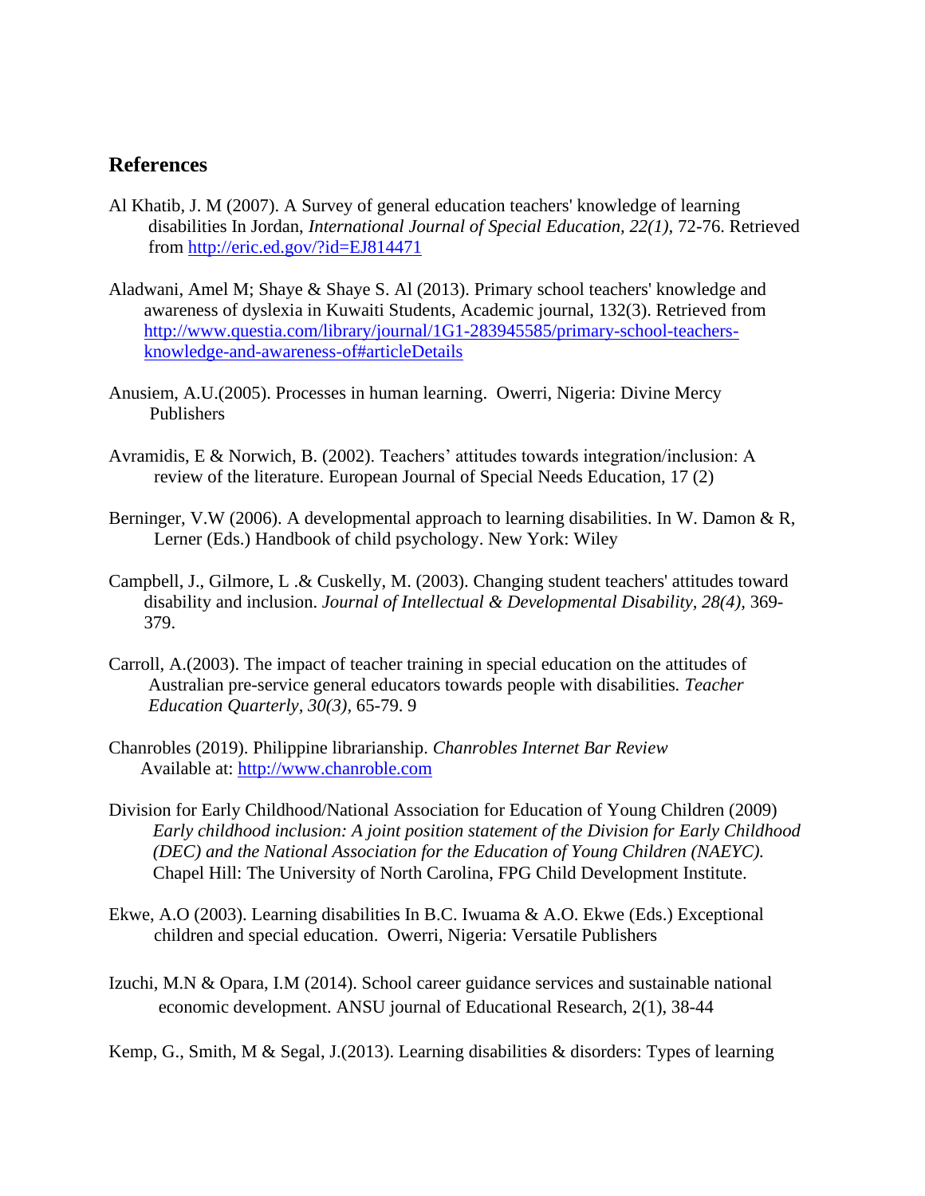## References

Al Khatib, J. M (2007). A Survey of general education teachers' knowledge of learning disabilities In Jordan, *International Journal of Special Education, 22(1)*, 72-76. Retrieved from http://eric.ed.gov/?id=EJ814471

Aladwani, Amel M; Shaye & Shaye S. Al (2013). Primary school teachers' knowledge and awareness of dyslexia in Kuwaiti Students, Academic journal, 132(3). Retrieved from http://www.questia.com/library/journal/1G1-283945585/primary-school-teachers-knowledge-and-awareness-of#articleDetails

Anusiem, A.U.(2005). Processes in human learning. Owerri, Nigeria: Divine Mercy Publishers

Avramidis, E & Norwich, B. (2002). Teachers' attitudes towards integration/inclusion: A review of the literature. European Journal of Special Needs Education, 17 (2)

Berninger, V.W (2006). A developmental approach to learning disabilities. In W. Damon & R, Lerner (Eds.) Handbook of child psychology. New York: Wiley

Campbell, J., Gilmore, L .& Cuskelly, M. (2003). Changing student teachers' attitudes toward disability and inclusion. *Journal of Intellectual & Developmental Disability, 28(4)*, 369-379.

Carroll, A.(2003). The impact of teacher training in special education on the attitudes of Australian pre-service general educators towards people with disabilities. *Teacher Education Quarterly, 30(3)*, 65-79. 9

Chanrobles (2019). Philippine librarianship. *Chanrobles Internet Bar Review* Available at: http://www.chanroble.com

Division for Early Childhood/National Association for Education of Young Children (2009) *Early childhood inclusion: A joint position statement of the Division for Early Childhood (DEC) and the National Association for the Education of Young Children (NAEYC).* Chapel Hill: The University of North Carolina, FPG Child Development Institute.

Ekwe, A.O (2003). Learning disabilities In B.C. Iwuama & A.O. Ekwe (Eds.) Exceptional children and special education. Owerri, Nigeria: Versatile Publishers

Izuchi, M.N & Opara, I.M (2014). School career guidance services and sustainable national economic development. ANSU journal of Educational Research, 2(1), 38-44

Kemp, G., Smith, M & Segal, J.(2013). Learning disabilities & disorders: Types of learning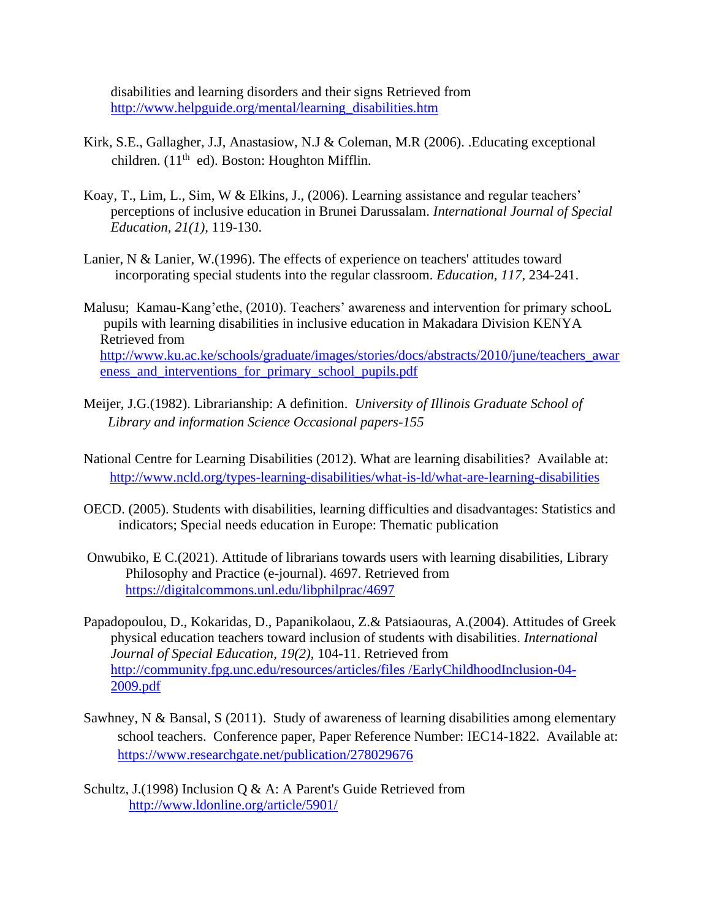disabilities and learning disorders and their signs Retrieved from http://www.helpguide.org/mental/learning_disabilities.htm

Kirk, S.E., Gallagher, J.J, Anastasiow, N.J & Coleman, M.R (2006). .Educating exceptional children. (11th ed). Boston: Houghton Mifflin.

Koay, T., Lim, L., Sim, W & Elkins, J., (2006). Learning assistance and regular teachers' perceptions of inclusive education in Brunei Darussalam. *International Journal of Special Education, 21(1)*, 119-130.

Lanier, N & Lanier, W.(1996). The effects of experience on teachers' attitudes toward incorporating special students into the regular classroom. *Education, 117*, 234-241.

Malusu; Kamau-Kang'ethe, (2010). Teachers' awareness and intervention for primary schooL pupils with learning disabilities in inclusive education in Makadara Division KENYA Retrieved from http://www.ku.ac.ke/schools/graduate/images/stories/docs/abstracts/2010/june/teachers_awareness_and_interventions_for_primary_school_pupils.pdf

Meijer, J.G.(1982). Librarianship: A definition. *University of Illinois Graduate School of Library and information Science Occasional papers-155*

National Centre for Learning Disabilities (2012). What are learning disabilities? Available at: http://www.ncld.org/types-learning-disabilities/what-is-ld/what-are-learning-disabilities

OECD. (2005). Students with disabilities, learning difficulties and disadvantages: Statistics and indicators; Special needs education in Europe: Thematic publication

Onwubiko, E C.(2021). Attitude of librarians towards users with learning disabilities, Library Philosophy and Practice (e-journal). 4697. Retrieved from https://digitalcommons.unl.edu/libphilprac/4697

Papadopoulou, D., Kokaridas, D., Papanikolaou, Z.& Patsiaouras, A.(2004). Attitudes of Greek physical education teachers toward inclusion of students with disabilities. *International Journal of Special Education, 19(2)*, 104-11. Retrieved from http://community.fpg.unc.edu/resources/articles/files /EarlyChildhoodInclusion-04-2009.pdf

Sawhney, N & Bansal, S (2011). Study of awareness of learning disabilities among elementary school teachers. Conference paper, Paper Reference Number: IEC14-1822. Available at: https://www.researchgate.net/publication/278029676

Schultz, J.(1998) Inclusion Q & A: A Parent's Guide Retrieved from http://www.ldonline.org/article/5901/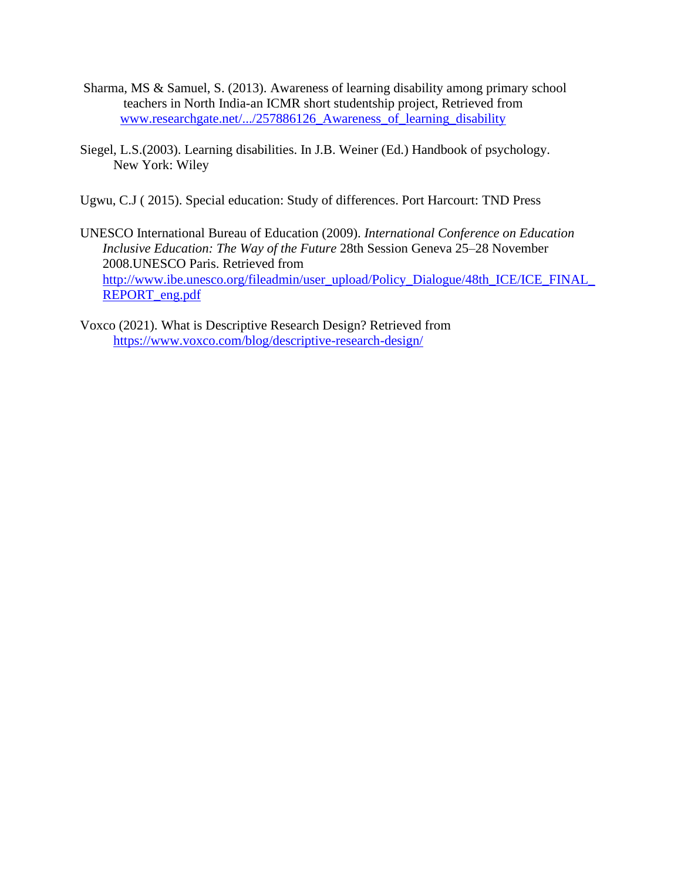Sharma, MS & Samuel, S. (2013). Awareness of learning disability among primary school teachers in North India-an ICMR short studentship project, Retrieved from www.researchgate.net/.../257886126_Awareness_of_learning_disability

Siegel, L.S.(2003). Learning disabilities. In J.B. Weiner (Ed.) Handbook of psychology. New York: Wiley

Ugwu, C.J ( 2015). Special education: Study of differences. Port Harcourt: TND Press

UNESCO International Bureau of Education (2009). *International Conference on Education Inclusive Education: The Way of the Future* 28th Session Geneva 25–28 November 2008.UNESCO Paris. Retrieved from http://www.ibe.unesco.org/fileadmin/user_upload/Policy_Dialogue/48th_ICE/ICE_FINAL_REPORT_eng.pdf

Voxco (2021). What is Descriptive Research Design? Retrieved from https://www.voxco.com/blog/descriptive-research-design/